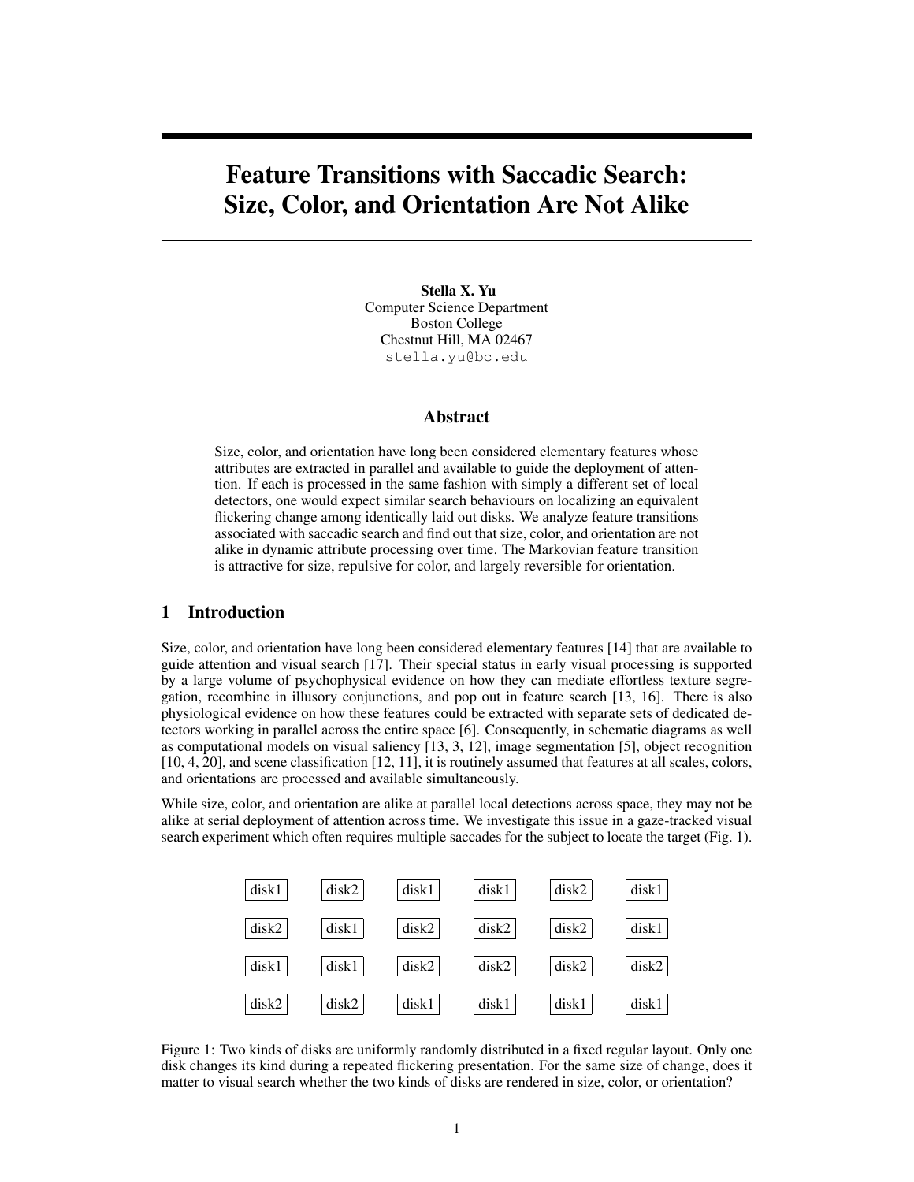# Feature Transitions with Saccadic Search: Size, Color, and Orientation Are Not Alike

**Stella X. Yu**
Computer Science Department
Boston College
Chestnut Hill, MA 02467
stella.yu@bc.edu

## Abstract

Size, color, and orientation have long been considered elementary features whose attributes are extracted in parallel and available to guide the deployment of attention. If each is processed in the same fashion with simply a different set of local detectors, one would expect similar search behaviours on localizing an equivalent flickering change among identically laid out disks. We analyze feature transitions associated with saccadic search and find out that size, color, and orientation are not alike in dynamic attribute processing over time. The Markovian feature transition is attractive for size, repulsive for color, and largely reversible for orientation.

## 1 Introduction

Size, color, and orientation have long been considered elementary features [14] that are available to guide attention and visual search [17]. Their special status in early visual processing is supported by a large volume of psychophysical evidence on how they can mediate effortless texture segregation, recombine in illusory conjunctions, and pop out in feature search [13, 16]. There is also physiological evidence on how these features could be extracted with separate sets of dedicated detectors working in parallel across the entire space [6]. Consequently, in schematic diagrams as well as computational models on visual saliency [13, 3, 12], image segmentation [5], object recognition [10, 4, 20], and scene classification [12, 11], it is routinely assumed that features at all scales, colors, and orientations are processed and available simultaneously.

While size, color, and orientation are alike at parallel local detections across space, they may not be alike at serial deployment of attention across time. We investigate this issue in a gaze-tracked visual search experiment which often requires multiple saccades for the subject to locate the target (Fig. 1).

| disk1 | disk2 | disk1 | disk1 | disk2 | disk1 |
|---|---|---|---|---|---|
| disk2 | disk1 | disk2 | disk2 | disk2 | disk1 |
| disk1 | disk1 | disk2 | disk2 | disk2 | disk2 |
| disk2 | disk2 | disk1 | disk1 | disk1 | disk1 |

Figure 1: Two kinds of disks are uniformly randomly distributed in a fixed regular layout. Only one disk changes its kind during a repeated flickering presentation. For the same size of change, does it matter to visual search whether the two kinds of disks are rendered in size, color, or orientation?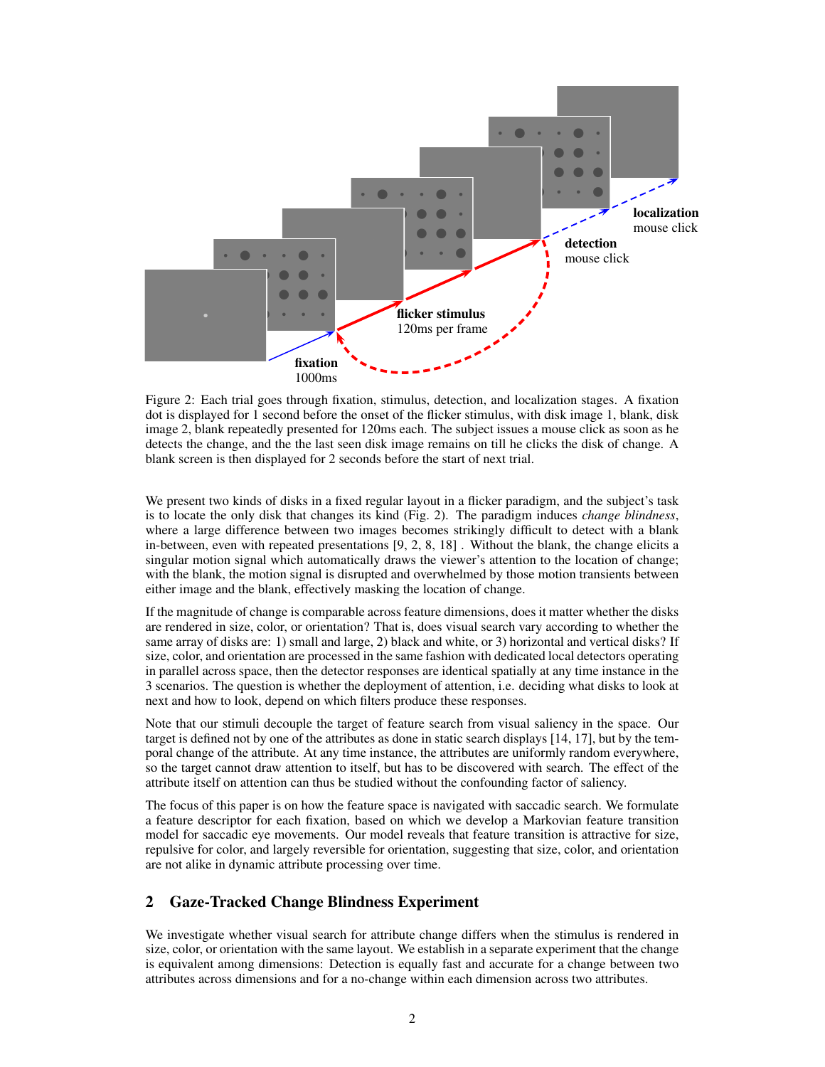Figure 2: Each trial goes through fixation, stimulus, detection, and localization stages. A fixation dot is displayed for 1 second before the onset of the flicker stimulus, with disk image 1, blank, disk image 2, blank repeatedly presented for 120ms each. The subject issues a mouse click as soon as he detects the change, and the the last seen disk image remains on till he clicks the disk of change. A blank screen is then displayed for 2 seconds before the start of next trial.

We present two kinds of disks in a fixed regular layout in a flicker paradigm, and the subject's task is to locate the only disk that changes its kind (Fig. 2). The paradigm induces *change blindness*, where a large difference between two images becomes strikingly difficult to detect with a blank in-between, even with repeated presentations [9, 2, 8, 18] . Without the blank, the change elicits a singular motion signal which automatically draws the viewer's attention to the location of change; with the blank, the motion signal is disrupted and overwhelmed by those motion transients between either image and the blank, effectively masking the location of change.

If the magnitude of change is comparable across feature dimensions, does it matter whether the disks are rendered in size, color, or orientation? That is, does visual search vary according to whether the same array of disks are: 1) small and large, 2) black and white, or 3) horizontal and vertical disks? If size, color, and orientation are processed in the same fashion with dedicated local detectors operating in parallel across space, then the detector responses are identical spatially at any time instance in the 3 scenarios. The question is whether the deployment of attention, i.e. deciding what disks to look at next and how to look, depend on which filters produce these responses.

Note that our stimuli decouple the target of feature search from visual saliency in the space. Our target is defined not by one of the attributes as done in static search displays [14, 17], but by the temporal change of the attribute. At any time instance, the attributes are uniformly random everywhere, so the target cannot draw attention to itself, but has to be discovered with search. The effect of the attribute itself on attention can thus be studied without the confounding factor of saliency.

The focus of this paper is on how the feature space is navigated with saccadic search. We formulate a feature descriptor for each fixation, based on which we develop a Markovian feature transition model for saccadic eye movements. Our model reveals that feature transition is attractive for size, repulsive for color, and largely reversible for orientation, suggesting that size, color, and orientation are not alike in dynamic attribute processing over time.

## 2 Gaze-Tracked Change Blindness Experiment

We investigate whether visual search for attribute change differs when the stimulus is rendered in size, color, or orientation with the same layout. We establish in a separate experiment that the change is equivalent among dimensions: Detection is equally fast and accurate for a change between two attributes across dimensions and for a no-change within each dimension across two attributes.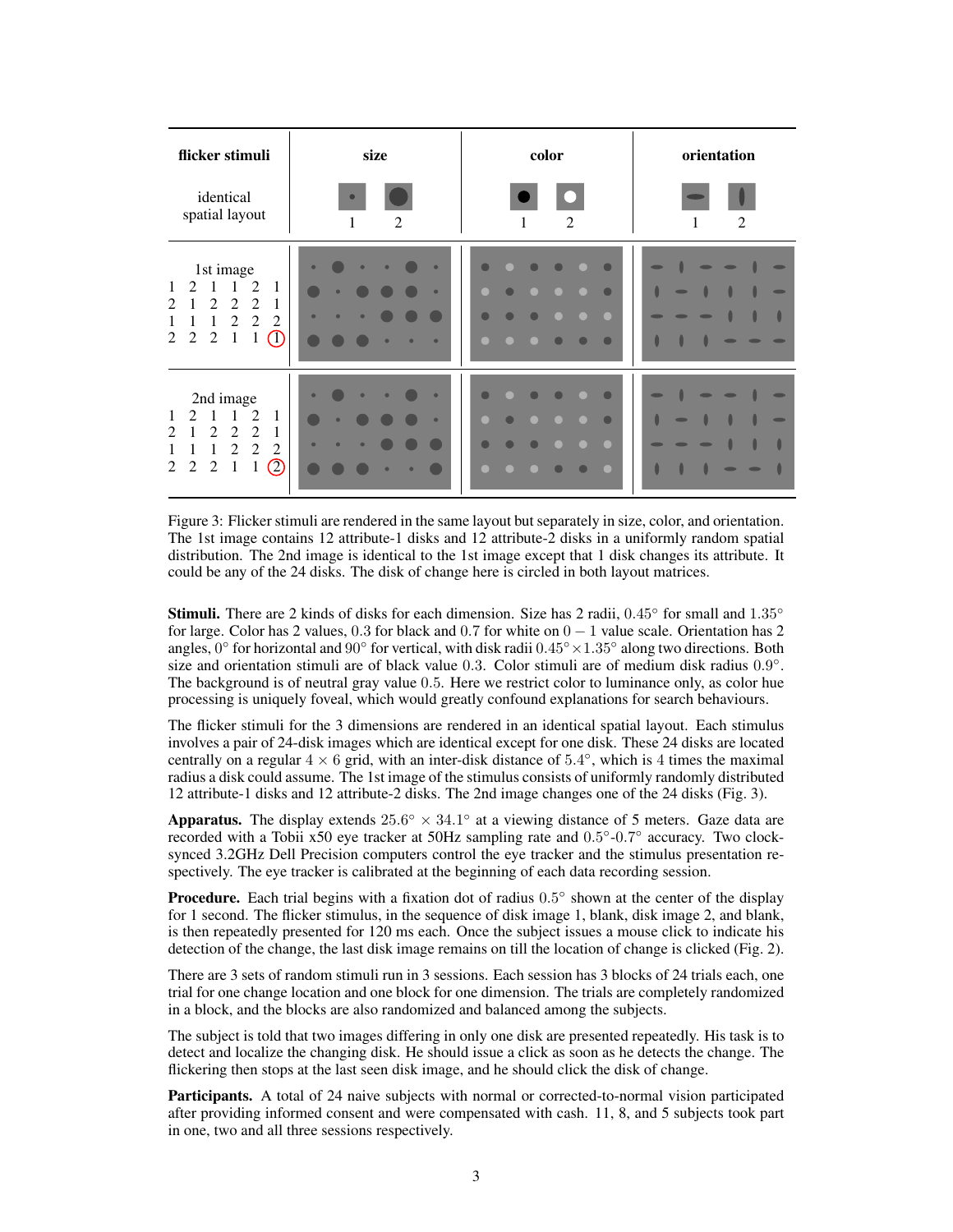| flicker stimuli | size | color | orientation |
|---|---|---|---|
| identical spatial layout | 1 2 | 1 2 | 1 2 |
| 1st image<br>1 2 1 1 2 1<br>2 1 2 2 2 1<br>1 1 1 2 2 2<br>2 2 2 1 1 (1) | | | |
| 2nd image<br>1 2 1 1 2 1<br>2 1 2 2 2 1<br>1 1 1 2 2 2<br>2 2 2 1 1 (2) | | | |

Figure 3: Flicker stimuli are rendered in the same layout but separately in size, color, and orientation. The 1st image contains 12 attribute-1 disks and 12 attribute-2 disks in a uniformly random spatial distribution. The 2nd image is identical to the 1st image except that 1 disk changes its attribute. It could be any of the 24 disks. The disk of change here is circled in both layout matrices.

**Stimuli.** There are 2 kinds of disks for each dimension. Size has 2 radii, $0.45°$ for small and $1.35°$ for large. Color has 2 values, $0.3$ for black and $0.7$ for white on $0-1$ value scale. Orientation has 2 angles, $0°$ for horizontal and $90°$ for vertical, with disk radii $0.45° \times 1.35°$ along two directions. Both size and orientation stimuli are of black value $0.3$. Color stimuli are of medium disk radius $0.9°$. The background is of neutral gray value $0.5$. Here we restrict color to luminance only, as color hue processing is uniquely foveal, which would greatly confound explanations for search behaviours.

The flicker stimuli for the 3 dimensions are rendered in an identical spatial layout. Each stimulus involves a pair of 24-disk images which are identical except for one disk. These 24 disks are located centrally on a regular $4 \times 6$ grid, with an inter-disk distance of $5.4°$, which is 4 times the maximal radius a disk could assume. The 1st image of the stimulus consists of uniformly randomly distributed 12 attribute-1 disks and 12 attribute-2 disks. The 2nd image changes one of the 24 disks (Fig. 3).

**Apparatus.** The display extends $25.6° \times 34.1°$ at a viewing distance of 5 meters. Gaze data are recorded with a Tobii x50 eye tracker at 50Hz sampling rate and $0.5°$-$0.7°$ accuracy. Two clock-synced 3.2GHz Dell Precision computers control the eye tracker and the stimulus presentation respectively. The eye tracker is calibrated at the beginning of each data recording session.

**Procedure.** Each trial begins with a fixation dot of radius $0.5°$ shown at the center of the display for 1 second. The flicker stimulus, in the sequence of disk image 1, blank, disk image 2, and blank, is then repeatedly presented for 120 ms each. Once the subject issues a mouse click to indicate his detection of the change, the last disk image remains on till the location of change is clicked (Fig. 2).

There are 3 sets of random stimuli run in 3 sessions. Each session has 3 blocks of 24 trials each, one trial for one change location and one block for one dimension. The trials are completely randomized in a block, and the blocks are also randomized and balanced among the subjects.

The subject is told that two images differing in only one disk are presented repeatedly. His task is to detect and localize the changing disk. He should issue a click as soon as he detects the change. The flickering then stops at the last seen disk image, and he should click the disk of change.

**Participants.** A total of 24 naive subjects with normal or corrected-to-normal vision participated after providing informed consent and were compensated with cash. 11, 8, and 5 subjects took part in one, two and all three sessions respectively.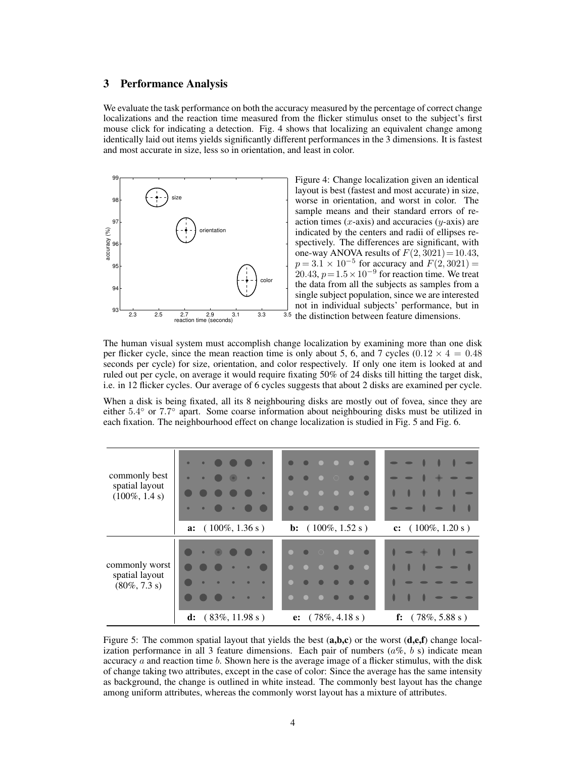## 3 Performance Analysis

We evaluate the task performance on both the accuracy measured by the percentage of correct change localizations and the reaction time measured from the flicker stimulus onset to the subject's first mouse click for indicating a detection. Fig. 4 shows that localizing an equivalent change among identically laid out items yields significantly different performances in the 3 dimensions. It is fastest and most accurate in size, less so in orientation, and least in color.

Figure 4: Change localization given an identical layout is best (fastest and most accurate) in size, worse in orientation, and worst in color. The sample means and their standard errors of reaction times ($x$-axis) and accuracies ($y$-axis) are indicated by the centers and radii of ellipses respectively. The differences are significant, with one-way ANOVA results of $F(2, 3021) = 10.43$, $p = 3.1 \times 10^{-5}$ for accuracy and $F(2, 3021) = 20.43$, $p = 1.5 \times 10^{-9}$ for reaction time. We treat the data from all the subjects as samples from a single subject population, since we are interested not in individual subjects' performance, but in the distinction between feature dimensions.

The human visual system must accomplish change localization by examining more than one disk per flicker cycle, since the mean reaction time is only about 5, 6, and 7 cycles ($0.12 \times 4 = 0.48$ seconds per cycle) for size, orientation, and color respectively. If only one item is looked at and ruled out per cycle, on average it would require fixating 50% of 24 disks till hitting the target disk, i.e. in 12 flicker cycles. Our average of 6 cycles suggests that about 2 disks are examined per cycle.

When a disk is being fixated, all its 8 neighbouring disks are mostly out of fovea, since they are either $5.4^\circ$ or $7.7^\circ$ apart. Some coarse information about neighbouring disks must be utilized in each fixation. The neighbourhood effect on change localization is studied in Fig. 5 and Fig. 6.

| | | | |
|---|---|---|---|
| commonly best spatial layout (100%, 1.4 s) | **a:** ( 100%, 1.36 s ) | **b:** ( 100%, 1.52 s ) | **c:** ( 100%, 1.20 s ) |
| commonly worst spatial layout (80%, 7.3 s) | **d:** ( 83%, 11.98 s ) | **e:** ( 78%, 4.18 s ) | **f:** ( 78%, 5.88 s ) |

Figure 5: The common spatial layout that yields the best (**a,b,c**) or the worst (**d,e,f**) change localization performance in all 3 feature dimensions. Each pair of numbers ($a$%, $b$ s) indicate mean accuracy $a$ and reaction time $b$. Shown here is the average image of a flicker stimulus, with the disk of change taking two attributes, except in the case of color: Since the average has the same intensity as background, the change is outlined in white instead. The commonly best layout has the change among uniform attributes, whereas the commonly worst layout has a mixture of attributes.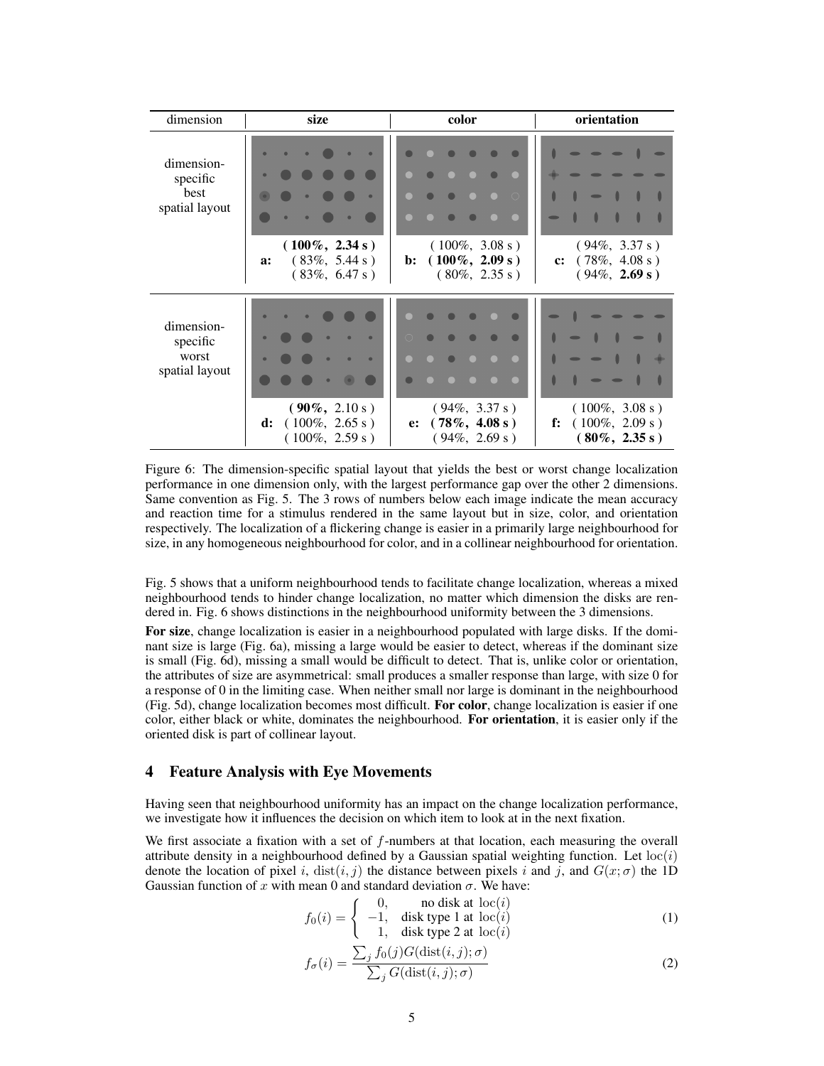| dimension | size | color | orientation |
| --- | --- | --- | --- |
| dimension-specific best spatial layout | **a:** **( 100%, 2.34 s )** ( 83%, 5.44 s ) ( 83%, 6.47 s ) | **b:** ( 100%, 3.08 s ) **( 100%, 2.09 s )** ( 80%, 2.35 s ) | **c:** ( 94%, 3.37 s ) ( 78%, 4.08 s ) ( 94%, **2.69 s** ) |
| dimension-specific worst spatial layout | **d:** **( 90%,** 2.10 s ) ( 100%, 2.65 s ) ( 100%, 2.59 s ) | **e:** ( 94%, 3.37 s ) **( 78%, 4.08 s )** ( 94%, 2.69 s ) | **f:** ( 100%, 3.08 s ) ( 100%, 2.09 s ) **( 80%, 2.35 s )** |

Figure 6: The dimension-specific spatial layout that yields the best or worst change localization performance in one dimension only, with the largest performance gap over the other 2 dimensions. Same convention as Fig. 5. The 3 rows of numbers below each image indicate the mean accuracy and reaction time for a stimulus rendered in the same layout but in size, color, and orientation respectively. The localization of a flickering change is easier in a primarily large neighbourhood for size, in any homogeneous neighbourhood for color, and in a collinear neighbourhood for orientation.

Fig. 5 shows that a uniform neighbourhood tends to facilitate change localization, whereas a mixed neighbourhood tends to hinder change localization, no matter which dimension the disks are rendered in. Fig. 6 shows distinctions in the neighbourhood uniformity between the 3 dimensions.

**For size**, change localization is easier in a neighbourhood populated with large disks. If the dominant size is large (Fig. 6a), missing a large would be easier to detect, whereas if the dominant size is small (Fig. 6d), missing a small would be difficult to detect. That is, unlike color or orientation, the attributes of size are asymmetrical: small produces a smaller response than large, with size 0 for a response of 0 in the limiting case. When neither small nor large is dominant in the neighbourhood (Fig. 5d), change localization becomes most difficult. **For color**, change localization is easier if one color, either black or white, dominates the neighbourhood. **For orientation**, it is easier only if the oriented disk is part of collinear layout.

## 4 Feature Analysis with Eye Movements

Having seen that neighbourhood uniformity has an impact on the change localization performance, we investigate how it influences the decision on which item to look at in the next fixation.

We first associate a fixation with a set of $f$-numbers at that location, each measuring the overall attribute density in a neighbourhood defined by a Gaussian spatial weighting function. Let $\mathrm{loc}(i)$ denote the location of pixel $i$, $\mathrm{dist}(i, j)$ the distance between pixels $i$ and $j$, and $G(x; \sigma)$ the 1D Gaussian function of $x$ with mean 0 and standard deviation $\sigma$. We have:

$$f_0(i) = \begin{cases} 0, & \text{no disk at } \mathrm{loc}(i) \\ -1, & \text{disk type 1 at } \mathrm{loc}(i) \\ 1, & \text{disk type 2 at } \mathrm{loc}(i) \end{cases} \quad (1)$$

$$f_\sigma(i) = \frac{\sum_j f_0(j) G(\mathrm{dist}(i, j); \sigma)}{\sum_j G(\mathrm{dist}(i, j); \sigma)} \quad (2)$$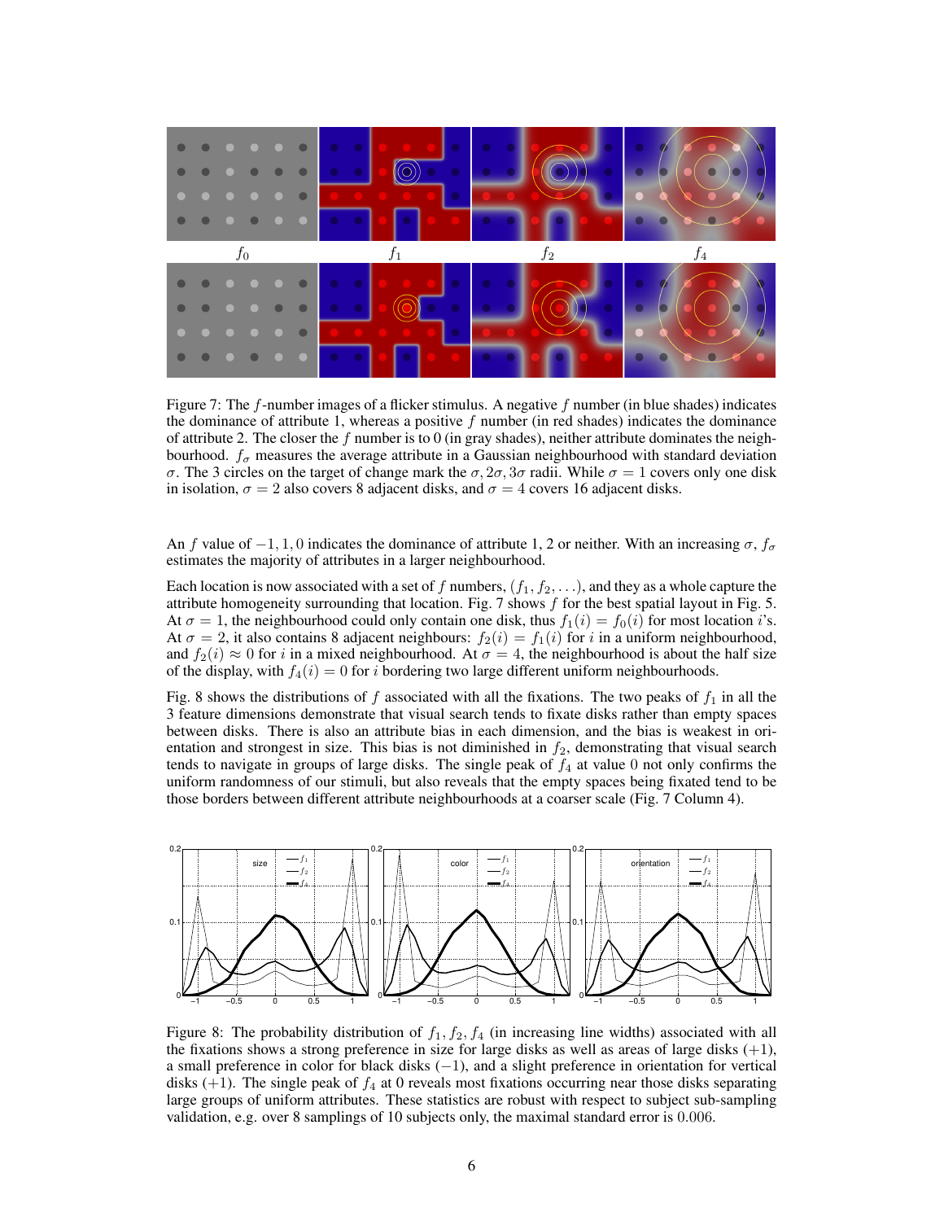Figure 7: The $f$-number images of a flicker stimulus. A negative $f$ number (in blue shades) indicates the dominance of attribute 1, whereas a positive $f$ number (in red shades) indicates the dominance of attribute 2. The closer the $f$ number is to 0 (in gray shades), neither attribute dominates the neighbourhood. $f_\sigma$ measures the average attribute in a Gaussian neighbourhood with standard deviation $\sigma$. The 3 circles on the target of change mark the $\sigma, 2\sigma, 3\sigma$ radii. While $\sigma = 1$ covers only one disk in isolation, $\sigma = 2$ also covers 8 adjacent disks, and $\sigma = 4$ covers 16 adjacent disks.

An $f$ value of $-1, 1, 0$ indicates the dominance of attribute 1, 2 or neither. With an increasing $\sigma$, $f_\sigma$ estimates the majority of attributes in a larger neighbourhood.

Each location is now associated with a set of $f$ numbers, $(f_1, f_2, \ldots)$, and they as a whole capture the attribute homogeneity surrounding that location. Fig. 7 shows $f$ for the best spatial layout in Fig. 5. At $\sigma = 1$, the neighbourhood could only contain one disk, thus $f_1(i) = f_0(i)$ for most location $i$'s. At $\sigma = 2$, it also contains 8 adjacent neighbours: $f_2(i) = f_1(i)$ for $i$ in a uniform neighbourhood, and $f_2(i) \approx 0$ for $i$ in a mixed neighbourhood. At $\sigma = 4$, the neighbourhood is about the half size of the display, with $f_4(i) = 0$ for $i$ bordering two large different uniform neighbourhoods.

Fig. 8 shows the distributions of $f$ associated with all the fixations. The two peaks of $f_1$ in all the 3 feature dimensions demonstrate that visual search tends to fixate disks rather than empty spaces between disks. There is also an attribute bias in each dimension, and the bias is weakest in orientation and strongest in size. This bias is not diminished in $f_2$, demonstrating that visual search tends to navigate in groups of large disks. The single peak of $f_4$ at value 0 not only confirms the uniform randomness of our stimuli, but also reveals that the empty spaces being fixated tend to be those borders between different attribute neighbourhoods at a coarser scale (Fig. 7 Column 4).

Figure 8: The probability distribution of $f_1, f_2, f_4$ (in increasing line widths) associated with all the fixations shows a strong preference in size for large disks as well as areas of large disks $(+1)$, a small preference in color for black disks $(-1)$, and a slight preference in orientation for vertical disks $(+1)$. The single peak of $f_4$ at 0 reveals most fixations occurring near those disks separating large groups of uniform attributes. These statistics are robust with respect to subject sub-sampling validation, e.g. over 8 samplings of 10 subjects only, the maximal standard error is 0.006.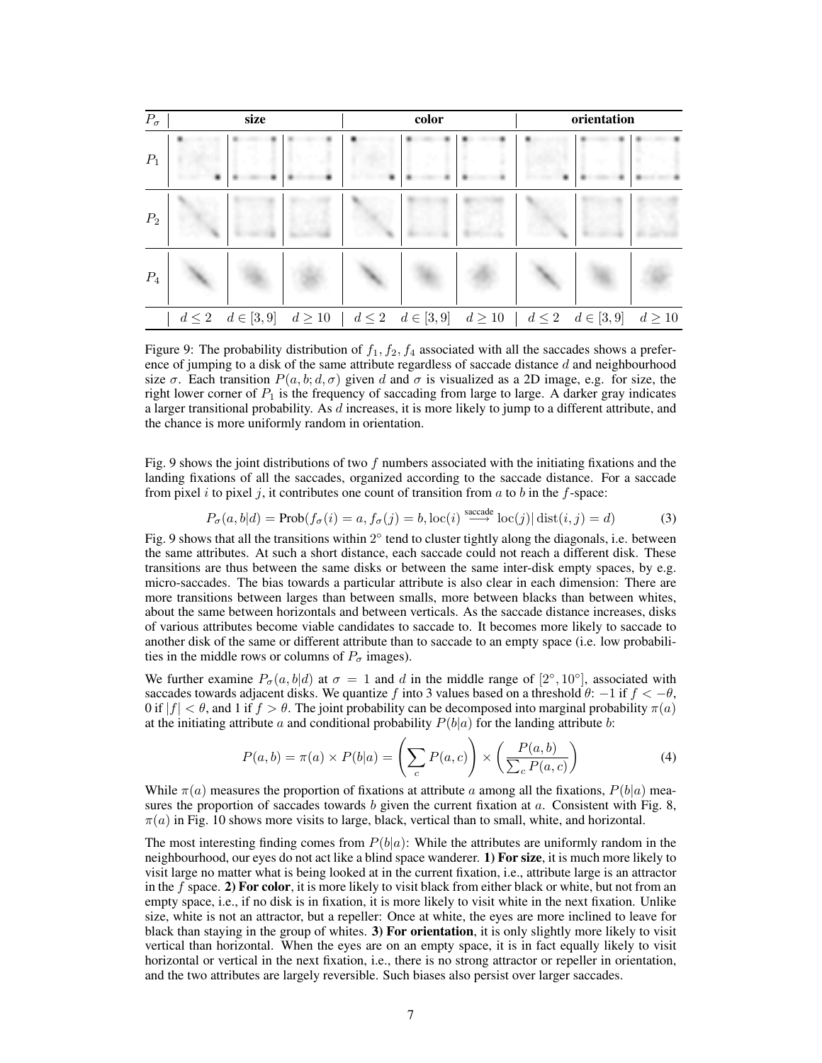| $P_\sigma$ | size | | | color | | | orientation | | |
|---|---|---|---|---|---|---|---|---|---|
| $P_1$ | | | | | | | | | |
| $P_2$ | | | | | | | | | |
| $P_4$ | | | | | | | | | |
| | $d \leq 2$ | $d \in [3, 9]$ | $d \geq 10$ | $d \leq 2$ | $d \in [3, 9]$ | $d \geq 10$ | $d \leq 2$ | $d \in [3, 9]$ | $d \geq 10$ |

Figure 9: The probability distribution of $f_1, f_2, f_4$ associated with all the saccades shows a preference of jumping to a disk of the same attribute regardless of saccade distance $d$ and neighbourhood size $\sigma$. Each transition $P(a, b; d, \sigma)$ given $d$ and $\sigma$ is visualized as a 2D image, e.g. for size, the right lower corner of $P_1$ is the frequency of saccading from large to large. A darker gray indicates a larger transitional probability. As $d$ increases, it is more likely to jump to a different attribute, and the chance is more uniformly random in orientation.

Fig. 9 shows the joint distributions of two $f$ numbers associated with the initiating fixations and the landing fixations of all the saccades, organized according to the saccade distance. For a saccade from pixel $i$ to pixel $j$, it contributes one count of transition from $a$ to $b$ in the $f$-space:

$$P_\sigma(a, b|d) = \text{Prob}(f_\sigma(i) = a, f_\sigma(j) = b, \text{loc}(i) \xrightarrow{\text{saccade}} \text{loc}(j) | \, \text{dist}(i, j) = d) \tag{3}$$

Fig. 9 shows that all the transitions within $2^\circ$ tend to cluster tightly along the diagonals, i.e. between the same attributes. At such a short distance, each saccade could not reach a different disk. These transitions are thus between the same disks or between the same inter-disk empty spaces, by e.g. micro-saccades. The bias towards a particular attribute is also clear in each dimension: There are more transitions between larges than between smalls, more between blacks than between whites, about the same between horizontals and between verticals. As the saccade distance increases, disks of various attributes become viable candidates to saccade to. It becomes more likely to saccade to another disk of the same or different attribute than to saccade to an empty space (i.e. low probabilities in the middle rows or columns of $P_\sigma$ images).

We further examine $P_\sigma(a, b|d)$ at $\sigma = 1$ and $d$ in the middle range of $[2^\circ, 10^\circ]$, associated with saccades towards adjacent disks. We quantize $f$ into 3 values based on a threshold $\theta$: $-1$ if $f < -\theta$, 0 if $|f| < \theta$, and 1 if $f > \theta$. The joint probability can be decomposed into marginal probability $\pi(a)$ at the initiating attribute $a$ and conditional probability $P(b|a)$ for the landing attribute $b$:

$$P(a, b) = \pi(a) \times P(b|a) = \left( \sum_c P(a, c) \right) \times \left( \frac{P(a, b)}{\sum_c P(a, c)} \right) \tag{4}$$

While $\pi(a)$ measures the proportion of fixations at attribute $a$ among all the fixations, $P(b|a)$ measures the proportion of saccades towards $b$ given the current fixation at $a$. Consistent with Fig. 8, $\pi(a)$ in Fig. 10 shows more visits to large, black, vertical than to small, white, and horizontal.

The most interesting finding comes from $P(b|a)$: While the attributes are uniformly random in the neighbourhood, our eyes do not act like a blind space wanderer. **1) For size**, it is much more likely to visit large no matter what is being looked at in the current fixation, i.e., attribute large is an attractor in the $f$ space. **2) For color**, it is more likely to visit black from either black or white, but not from an empty space, i.e., if no disk is in fixation, it is more likely to visit white in the next fixation. Unlike size, white is not an attractor, but a repeller: Once at white, the eyes are more inclined to leave for black than staying in the group of whites. **3) For orientation**, it is only slightly more likely to visit vertical than horizontal. When the eyes are on an empty space, it is in fact equally likely to visit horizontal or vertical in the next fixation, i.e., there is no strong attractor or repeller in orientation, and the two attributes are largely reversible. Such biases also persist over larger saccades.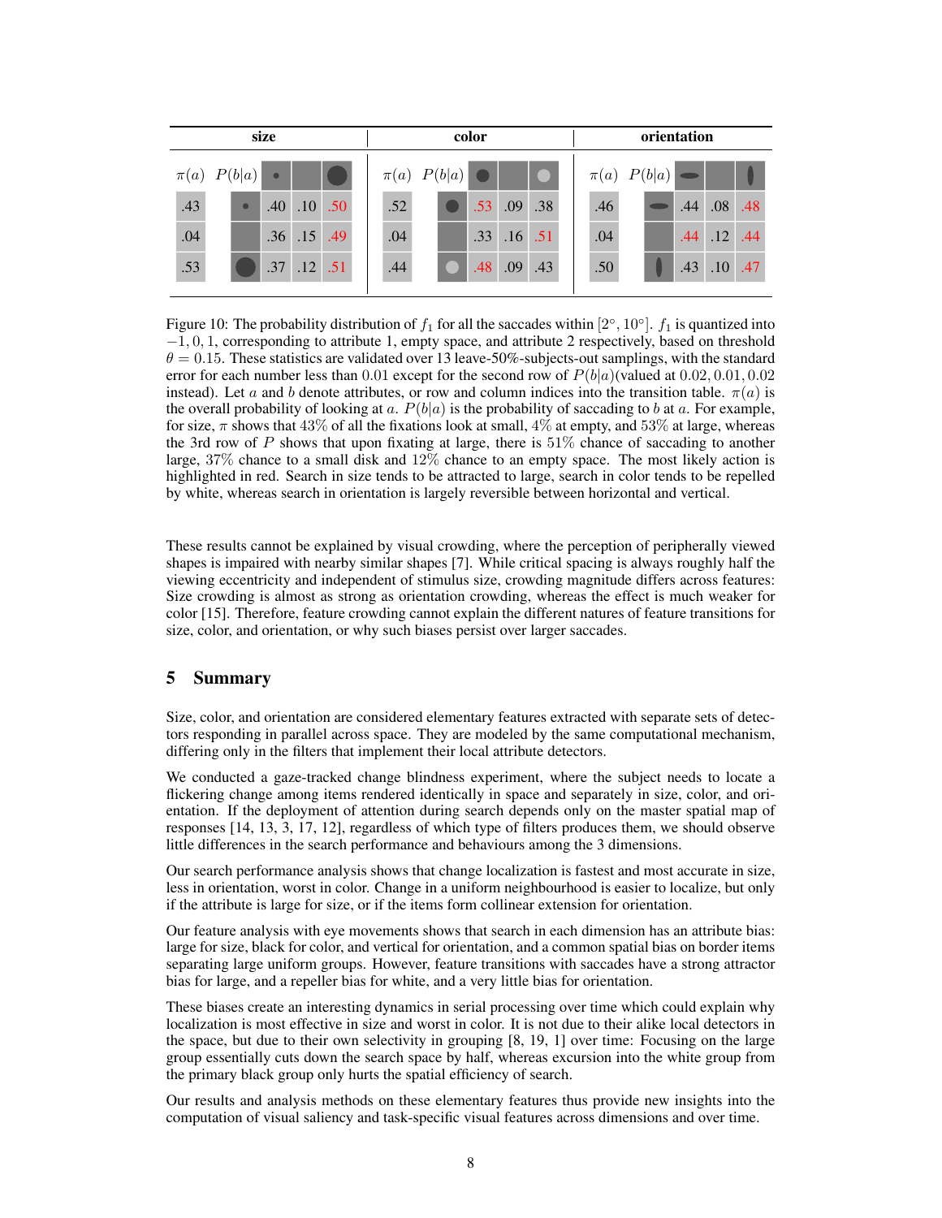| size | | | | | color | | | | | orientation | | | | |
|---|---|---|---|---|---|---|---|---|---|---|---|---|---|---|
| $\pi(a)$ | $P(b\|a)$ | small | empty | large | $\pi(a)$ | $P(b\|a)$ | black | empty | white | $\pi(a)$ | $P(b\|a)$ | horizontal | empty | vertical |
| .43 | small | .40 | .10 | .50 | .52 | black | .53 | .09 | .38 | .46 | horizontal | .44 | .08 | .48 |
| .04 | empty | .36 | .15 | .49 | .04 | empty | .33 | .16 | .51 | .04 | empty | .44 | .12 | .44 |
| .53 | large | .37 | .12 | .51 | .44 | white | .48 | .09 | .43 | .50 | vertical | .43 | .10 | .47 |

Figure 10: The probability distribution of $f_1$ for all the saccades within $[2°, 10°]$. $f_1$ is quantized into $-1, 0, 1$, corresponding to attribute 1, empty space, and attribute 2 respectively, based on threshold $\theta = 0.15$. These statistics are validated over 13 leave-50%-subjects-out samplings, with the standard error for each number less than $0.01$ except for the second row of $P(b|a)$(valued at $0.02, 0.01, 0.02$ instead). Let $a$ and $b$ denote attributes, or row and column indices into the transition table. $\pi(a)$ is the overall probability of looking at $a$. $P(b|a)$ is the probability of saccading to $b$ at $a$. For example, for size, $\pi$ shows that 43% of all the fixations look at small, 4% at empty, and 53% at large, whereas the 3rd row of $P$ shows that upon fixating at large, there is 51% chance of saccading to another large, 37% chance to a small disk and 12% chance to an empty space. The most likely action is highlighted in red. Search in size tends to be attracted to large, search in color tends to be repelled by white, whereas search in orientation is largely reversible between horizontal and vertical.

These results cannot be explained by visual crowding, where the perception of peripherally viewed shapes is impaired with nearby similar shapes [7]. While critical spacing is always roughly half the viewing eccentricity and independent of stimulus size, crowding magnitude differs across features: Size crowding is almost as strong as orientation crowding, whereas the effect is much weaker for color [15]. Therefore, feature crowding cannot explain the different natures of feature transitions for size, color, and orientation, or why such biases persist over larger saccades.

## 5 Summary

Size, color, and orientation are considered elementary features extracted with separate sets of detectors responding in parallel across space. They are modeled by the same computational mechanism, differing only in the filters that implement their local attribute detectors.

We conducted a gaze-tracked change blindness experiment, where the subject needs to locate a flickering change among items rendered identically in space and separately in size, color, and orientation. If the deployment of attention during search depends only on the master spatial map of responses [14, 13, 3, 17, 12], regardless of which type of filters produces them, we should observe little differences in the search performance and behaviours among the 3 dimensions.

Our search performance analysis shows that change localization is fastest and most accurate in size, less in orientation, worst in color. Change in a uniform neighbourhood is easier to localize, but only if the attribute is large for size, or if the items form collinear extension for orientation.

Our feature analysis with eye movements shows that search in each dimension has an attribute bias: large for size, black for color, and vertical for orientation, and a common spatial bias on border items separating large uniform groups. However, feature transitions with saccades have a strong attractor bias for large, and a repeller bias for white, and a very little bias for orientation.

These biases create an interesting dynamics in serial processing over time which could explain why localization is most effective in size and worst in color. It is not due to their alike local detectors in the space, but due to their own selectivity in grouping [8, 19, 1] over time: Focusing on the large group essentially cuts down the search space by half, whereas excursion into the white group from the primary black group only hurts the spatial efficiency of search.

Our results and analysis methods on these elementary features thus provide new insights into the computation of visual saliency and task-specific visual features across dimensions and over time.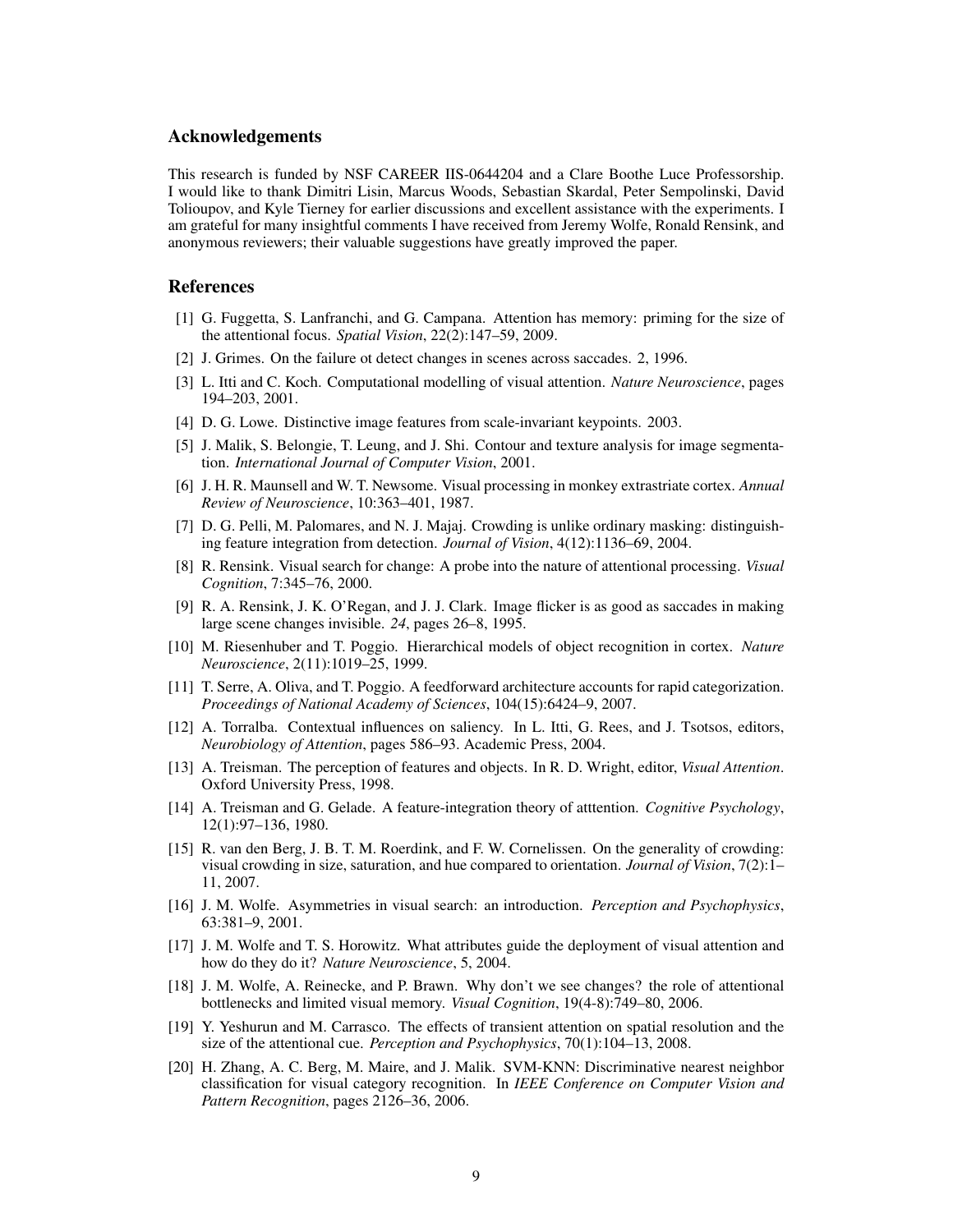## Acknowledgements

This research is funded by NSF CAREER IIS-0644204 and a Clare Boothe Luce Professorship. I would like to thank Dimitri Lisin, Marcus Woods, Sebastian Skardal, Peter Sempolinski, David Tolioupov, and Kyle Tierney for earlier discussions and excellent assistance with the experiments. I am grateful for many insightful comments I have received from Jeremy Wolfe, Ronald Rensink, and anonymous reviewers; their valuable suggestions have greatly improved the paper.

## References

[1] G. Fuggetta, S. Lanfranchi, and G. Campana. Attention has memory: priming for the size of the attentional focus. *Spatial Vision*, 22(2):147–59, 2009.

[2] J. Grimes. On the failure ot detect changes in scenes across saccades. 2, 1996.

[3] L. Itti and C. Koch. Computational modelling of visual attention. *Nature Neuroscience*, pages 194–203, 2001.

[4] D. G. Lowe. Distinctive image features from scale-invariant keypoints. 2003.

[5] J. Malik, S. Belongie, T. Leung, and J. Shi. Contour and texture analysis for image segmentation. *International Journal of Computer Vision*, 2001.

[6] J. H. R. Maunsell and W. T. Newsome. Visual processing in monkey extrastriate cortex. *Annual Review of Neuroscience*, 10:363–401, 1987.

[7] D. G. Pelli, M. Palomares, and N. J. Majaj. Crowding is unlike ordinary masking: distinguishing feature integration from detection. *Journal of Vision*, 4(12):1136–69, 2004.

[8] R. Rensink. Visual search for change: A probe into the nature of attentional processing. *Visual Cognition*, 7:345–76, 2000.

[9] R. A. Rensink, J. K. O'Regan, and J. J. Clark. Image flicker is as good as saccades in making large scene changes invisible. *24*, pages 26–8, 1995.

[10] M. Riesenhuber and T. Poggio. Hierarchical models of object recognition in cortex. *Nature Neuroscience*, 2(11):1019–25, 1999.

[11] T. Serre, A. Oliva, and T. Poggio. A feedforward architecture accounts for rapid categorization. *Proceedings of National Academy of Sciences*, 104(15):6424–9, 2007.

[12] A. Torralba. Contextual influences on saliency. In L. Itti, G. Rees, and J. Tsotsos, editors, *Neurobiology of Attention*, pages 586–93. Academic Press, 2004.

[13] A. Treisman. The perception of features and objects. In R. D. Wright, editor, *Visual Attention*. Oxford University Press, 1998.

[14] A. Treisman and G. Gelade. A feature-integration theory of atttention. *Cognitive Psychology*, 12(1):97–136, 1980.

[15] R. van den Berg, J. B. T. M. Roerdink, and F. W. Cornelissen. On the generality of crowding: visual crowding in size, saturation, and hue compared to orientation. *Journal of Vision*, 7(2):1–11, 2007.

[16] J. M. Wolfe. Asymmetries in visual search: an introduction. *Perception and Psychophysics*, 63:381–9, 2001.

[17] J. M. Wolfe and T. S. Horowitz. What attributes guide the deployment of visual attention and how do they do it? *Nature Neuroscience*, 5, 2004.

[18] J. M. Wolfe, A. Reinecke, and P. Brawn. Why don't we see changes? the role of attentional bottlenecks and limited visual memory. *Visual Cognition*, 19(4-8):749–80, 2006.

[19] Y. Yeshurun and M. Carrasco. The effects of transient attention on spatial resolution and the size of the attentional cue. *Perception and Psychophysics*, 70(1):104–13, 2008.

[20] H. Zhang, A. C. Berg, M. Maire, and J. Malik. SVM-KNN: Discriminative nearest neighbor classification for visual category recognition. In *IEEE Conference on Computer Vision and Pattern Recognition*, pages 2126–36, 2006.